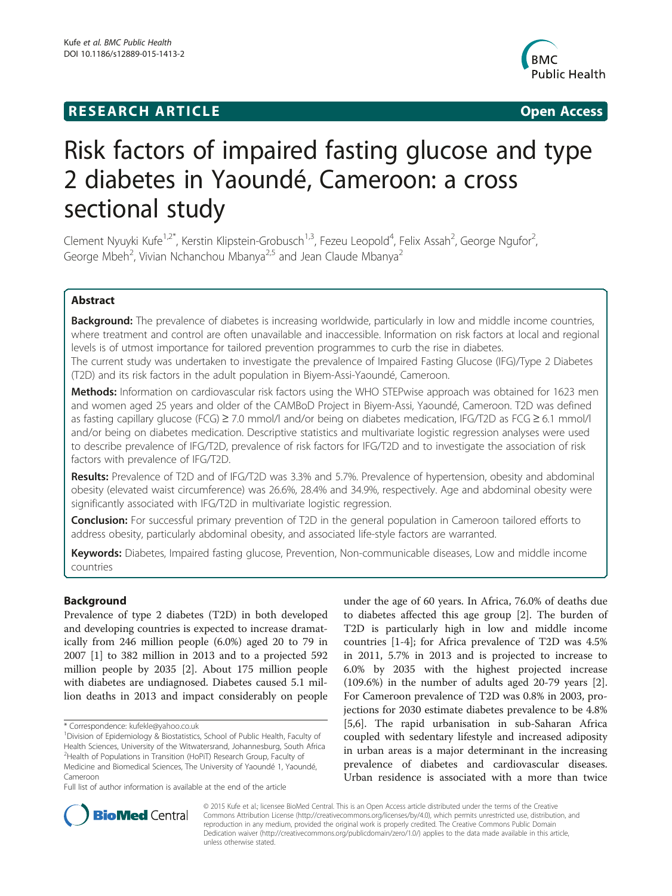**RESEARCH ARTICLE** **Open Access**

# Risk factors of impaired fasting glucose and type 2 diabetes in Yaoundé, Cameroon: a cross sectional study

Clement Nyuyki Kufe[1,2*], Kerstin Klipstein-Grobusch[1,3], Fezeu Leopold[4], Felix Assah[2], George Ngufor[2], George Mbeh[2], Vivian Nchanchou Mbanya[2,5] and Jean Claude Mbanya[2]

## Abstract

**Background:** The prevalence of diabetes is increasing worldwide, particularly in low and middle income countries, where treatment and control are often unavailable and inaccessible. Information on risk factors at local and regional levels is of utmost importance for tailored prevention programmes to curb the rise in diabetes.

The current study was undertaken to investigate the prevalence of Impaired Fasting Glucose (IFG)/Type 2 Diabetes (T2D) and its risk factors in the adult population in Biyem-Assi-Yaoundé, Cameroon.

**Methods:** Information on cardiovascular risk factors using the WHO STEPwise approach was obtained for 1623 men and women aged 25 years and older of the CAMBoD Project in Biyem-Assi, Yaoundé, Cameroon. T2D was defined as fasting capillary glucose (FCG) ≥ 7.0 mmol/l and/or being on diabetes medication, IFG/T2D as FCG ≥ 6.1 mmol/l and/or being on diabetes medication. Descriptive statistics and multivariate logistic regression analyses were used to describe prevalence of IFG/T2D, prevalence of risk factors for IFG/T2D and to investigate the association of risk factors with prevalence of IFG/T2D.

**Results:** Prevalence of T2D and of IFG/T2D was 3.3% and 5.7%. Prevalence of hypertension, obesity and abdominal obesity (elevated waist circumference) was 26.6%, 28.4% and 34.9%, respectively. Age and abdominal obesity were significantly associated with IFG/T2D in multivariate logistic regression.

**Conclusion:** For successful primary prevention of T2D in the general population in Cameroon tailored efforts to address obesity, particularly abdominal obesity, and associated life-style factors are warranted.

**Keywords:** Diabetes, Impaired fasting glucose, Prevention, Non-communicable diseases, Low and middle income countries

## Background

Prevalence of type 2 diabetes (T2D) in both developed and developing countries is expected to increase dramatically from 246 million people (6.0%) aged 20 to 79 in 2007 [1] to 382 million in 2013 and to a projected 592 million people by 2035 [2]. About 175 million people with diabetes are undiagnosed. Diabetes caused 5.1 million deaths in 2013 and impact considerably on people under the age of 60 years. In Africa, 76.0% of deaths due to diabetes affected this age group [2]. The burden of T2D is particularly high in low and middle income countries [1-4]; for Africa prevalence of T2D was 4.5% in 2011, 5.7% in 2013 and is projected to increase to 6.0% by 2035 with the highest projected increase (109.6%) in the number of adults aged 20-79 years [2]. For Cameroon prevalence of T2D was 0.8% in 2003, projections for 2030 estimate diabetes prevalence to be 4.8% [5,6]. The rapid urbanisation in sub-Saharan Africa coupled with sedentary lifestyle and increased adiposity in urban areas is a major determinant in the increasing prevalence of diabetes and cardiovascular diseases. Urban residence is associated with a more than twice

\* Correspondence: kufekle@yahoo.co.uk
[1]Division of Epidemiology & Biostatistics, School of Public Health, Faculty of Health Sciences, University of the Witwatersrand, Johannesburg, South Africa
[2]Health of Populations in Transition (HoPiT) Research Group, Faculty of Medicine and Biomedical Sciences, The University of Yaoundé 1, Yaoundé, Cameroon
Full list of author information is available at the end of the article

© 2015 Kufe et al.; licensee BioMed Central. This is an Open Access article distributed under the terms of the Creative Commons Attribution License (http://creativecommons.org/licenses/by/4.0), which permits unrestricted use, distribution, and reproduction in any medium, provided the original work is properly credited. The Creative Commons Public Domain Dedication waiver (http://creativecommons.org/publicdomain/zero/1.0/) applies to the data made available in this article, unless otherwise stated.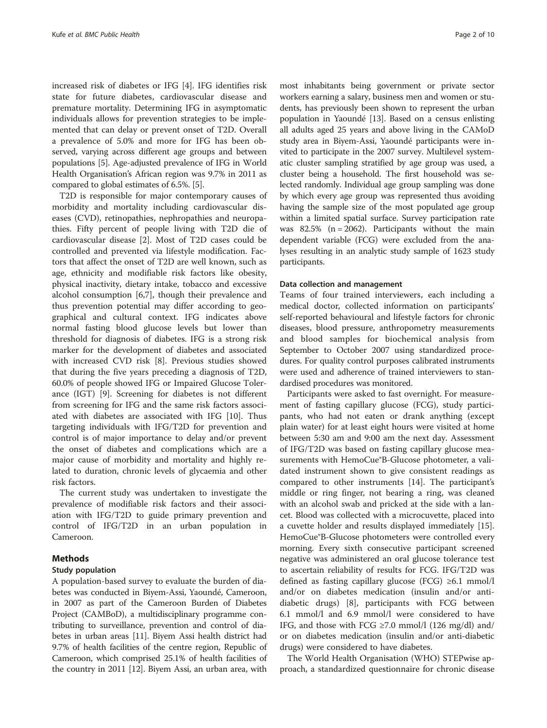increased risk of diabetes or IFG [4]. IFG identifies risk state for future diabetes, cardiovascular disease and premature mortality. Determining IFG in asymptomatic individuals allows for prevention strategies to be implemented that can delay or prevent onset of T2D. Overall a prevalence of 5.0% and more for IFG has been observed, varying across different age groups and between populations [5]. Age-adjusted prevalence of IFG in World Health Organisation's African region was 9.7% in 2011 as compared to global estimates of 6.5%. [5].

T2D is responsible for major contemporary causes of morbidity and mortality including cardiovascular diseases (CVD), retinopathies, nephropathies and neuropathies. Fifty percent of people living with T2D die of cardiovascular disease [2]. Most of T2D cases could be controlled and prevented via lifestyle modification. Factors that affect the onset of T2D are well known, such as age, ethnicity and modifiable risk factors like obesity, physical inactivity, dietary intake, tobacco and excessive alcohol consumption [6,7], though their prevalence and thus prevention potential may differ according to geographical and cultural context. IFG indicates above normal fasting blood glucose levels but lower than threshold for diagnosis of diabetes. IFG is a strong risk marker for the development of diabetes and associated with increased CVD risk [8]. Previous studies showed that during the five years preceding a diagnosis of T2D, 60.0% of people showed IFG or Impaired Glucose Tolerance (IGT) [9]. Screening for diabetes is not different from screening for IFG and the same risk factors associated with diabetes are associated with IFG [10]. Thus targeting individuals with IFG/T2D for prevention and control is of major importance to delay and/or prevent the onset of diabetes and complications which are a major cause of morbidity and mortality and highly related to duration, chronic levels of glycaemia and other risk factors.

The current study was undertaken to investigate the prevalence of modifiable risk factors and their association with IFG/T2D to guide primary prevention and control of IFG/T2D in an urban population in Cameroon.

## Methods

### Study population

A population-based survey to evaluate the burden of diabetes was conducted in Biyem-Assi, Yaoundé, Cameroon, in 2007 as part of the Cameroon Burden of Diabetes Project (CAMBoD), a multidisciplinary programme contributing to surveillance, prevention and control of diabetes in urban areas [11]. Biyem Assi health district had 9.7% of health facilities of the centre region, Republic of Cameroon, which comprised 25.1% of health facilities of the country in 2011 [12]. Biyem Assi, an urban area, with most inhabitants being government or private sector workers earning a salary, business men and women or students, has previously been shown to represent the urban population in Yaoundé [13]. Based on a census enlisting all adults aged 25 years and above living in the CAMoD study area in Biyem-Assi, Yaoundé participants were invited to participate in the 2007 survey. Multilevel systematic cluster sampling stratified by age group was used, a cluster being a household. The first household was selected randomly. Individual age group sampling was done by which every age group was represented thus avoiding having the sample size of the most populated age group within a limited spatial surface. Survey participation rate was 82.5% (n = 2062). Participants without the main dependent variable (FCG) were excluded from the analyses resulting in an analytic study sample of 1623 study participants.

### Data collection and management

Teams of four trained interviewers, each including a medical doctor, collected information on participants' self-reported behavioural and lifestyle factors for chronic diseases, blood pressure, anthropometry measurements and blood samples for biochemical analysis from September to October 2007 using standardized procedures. For quality control purposes calibrated instruments were used and adherence of trained interviewers to standardised procedures was monitored.

Participants were asked to fast overnight. For measurement of fasting capillary glucose (FCG), study participants, who had not eaten or drank anything (except plain water) for at least eight hours were visited at home between 5:30 am and 9:00 am the next day. Assessment of IFG/T2D was based on fasting capillary glucose measurements with HemoCue®B-Glucose photometer, a validated instrument shown to give consistent readings as compared to other instruments [14]. The participant's middle or ring finger, not bearing a ring, was cleaned with an alcohol swab and pricked at the side with a lancet. Blood was collected with a microcuvette, placed into a cuvette holder and results displayed immediately [15]. HemoCue®B-Glucose photometers were controlled every morning. Every sixth consecutive participant screened negative was administered an oral glucose tolerance test to ascertain reliability of results for FCG. IFG/T2D was defined as fasting capillary glucose (FCG) ≥6.1 mmol/l and/or on diabetes medication (insulin and/or anti-diabetic drugs) [8], participants with FCG between 6.1 mmol/l and 6.9 mmol/l were considered to have IFG, and those with FCG ≥7.0 mmol/l (126 mg/dl) and/or on diabetes medication (insulin and/or anti-diabetic drugs) were considered to have diabetes.

The World Health Organisation (WHO) STEPwise approach, a standardized questionnaire for chronic disease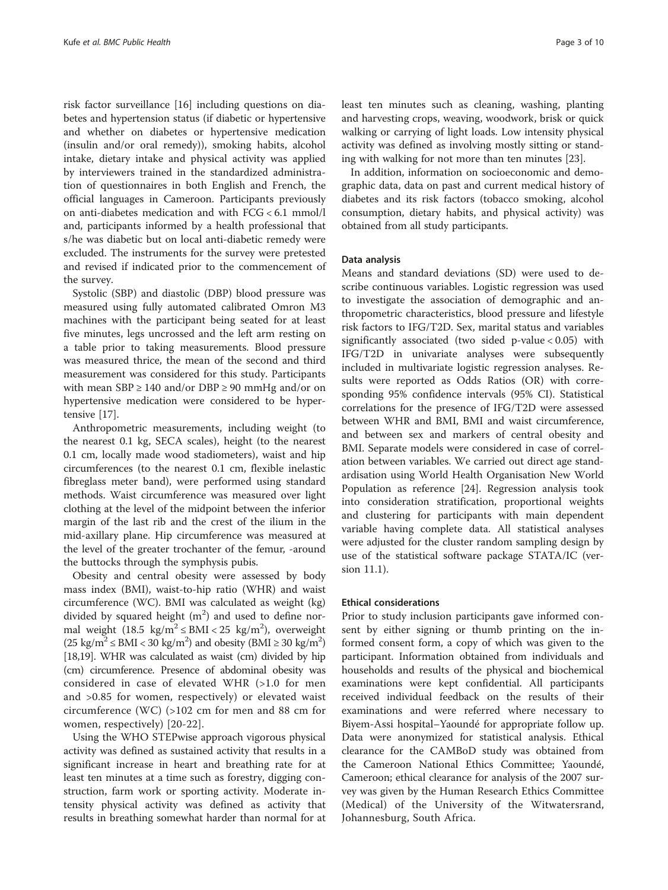risk factor surveillance [16] including questions on diabetes and hypertension status (if diabetic or hypertensive and whether on diabetes or hypertensive medication (insulin and/or oral remedy)), smoking habits, alcohol intake, dietary intake and physical activity was applied by interviewers trained in the standardized administration of questionnaires in both English and French, the official languages in Cameroon. Participants previously on anti-diabetes medication and with FCG < 6.1 mmol/l and, participants informed by a health professional that s/he was diabetic but on local anti-diabetic remedy were excluded. The instruments for the survey were pretested and revised if indicated prior to the commencement of the survey.

Systolic (SBP) and diastolic (DBP) blood pressure was measured using fully automated calibrated Omron M3 machines with the participant being seated for at least five minutes, legs uncrossed and the left arm resting on a table prior to taking measurements. Blood pressure was measured thrice, the mean of the second and third measurement was considered for this study. Participants with mean SBP ≥ 140 and/or DBP ≥ 90 mmHg and/or on hypertensive medication were considered to be hypertensive [17].

Anthropometric measurements, including weight (to the nearest 0.1 kg, SECA scales), height (to the nearest 0.1 cm, locally made wood stadiometers), waist and hip circumferences (to the nearest 0.1 cm, flexible inelastic fibreglass meter band), were performed using standard methods. Waist circumference was measured over light clothing at the level of the midpoint between the inferior margin of the last rib and the crest of the ilium in the mid-axillary plane. Hip circumference was measured at the level of the greater trochanter of the femur, -around the buttocks through the symphysis pubis.

Obesity and central obesity were assessed by body mass index (BMI), waist-to-hip ratio (WHR) and waist circumference (WC). BMI was calculated as weight (kg) divided by squared height ($m^2$) and used to define normal weight ($18.5\ kg/m^2 \leq BMI < 25\ kg/m^2$), overweight ($25\ kg/m^2 \leq BMI < 30\ kg/m^2$) and obesity ($BMI \geq 30\ kg/m^2$) [18,19]. WHR was calculated as waist (cm) divided by hip (cm) circumference. Presence of abdominal obesity was considered in case of elevated WHR (>1.0 for men and >0.85 for women, respectively) or elevated waist circumference (WC) (>102 cm for men and 88 cm for women, respectively) [20-22].

Using the WHO STEPwise approach vigorous physical activity was defined as sustained activity that results in a significant increase in heart and breathing rate for at least ten minutes at a time such as forestry, digging construction, farm work or sporting activity. Moderate intensity physical activity was defined as activity that results in breathing somewhat harder than normal for at least ten minutes such as cleaning, washing, planting and harvesting crops, weaving, woodwork, brisk or quick walking or carrying of light loads. Low intensity physical activity was defined as involving mostly sitting or standing with walking for not more than ten minutes [23].

In addition, information on socioeconomic and demographic data, data on past and current medical history of diabetes and its risk factors (tobacco smoking, alcohol consumption, dietary habits, and physical activity) was obtained from all study participants.

### Data analysis

Means and standard deviations (SD) were used to describe continuous variables. Logistic regression was used to investigate the association of demographic and anthropometric characteristics, blood pressure and lifestyle risk factors to IFG/T2D. Sex, marital status and variables significantly associated (two sided p-value < 0.05) with IFG/T2D in univariate analyses were subsequently included in multivariate logistic regression analyses. Results were reported as Odds Ratios (OR) with corresponding 95% confidence intervals (95% CI). Statistical correlations for the presence of IFG/T2D were assessed between WHR and BMI, BMI and waist circumference, and between sex and markers of central obesity and BMI. Separate models were considered in case of correlation between variables. We carried out direct age standardisation using World Health Organisation New World Population as reference [24]. Regression analysis took into consideration stratification, proportional weights and clustering for participants with main dependent variable having complete data. All statistical analyses were adjusted for the cluster random sampling design by use of the statistical software package STATA/IC (version 11.1).

### Ethical considerations

Prior to study inclusion participants gave informed consent by either signing or thumb printing on the informed consent form, a copy of which was given to the participant. Information obtained from individuals and households and results of the physical and biochemical examinations were kept confidential. All participants received individual feedback on the results of their examinations and were referred where necessary to Biyem-Assi hospital–Yaoundé for appropriate follow up. Data were anonymized for statistical analysis. Ethical clearance for the CAMBoD study was obtained from the Cameroon National Ethics Committee; Yaoundé, Cameroon; ethical clearance for analysis of the 2007 survey was given by the Human Research Ethics Committee (Medical) of the University of the Witwatersrand, Johannesburg, South Africa.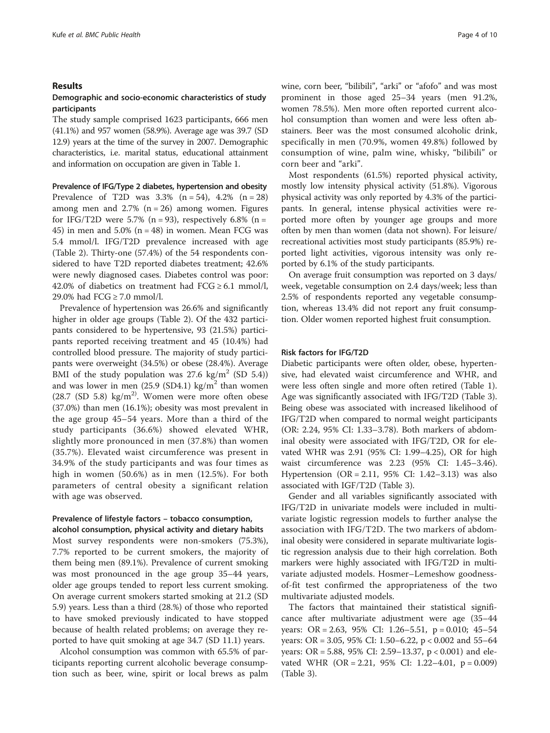## Results

### Demographic and socio-economic characteristics of study participants

The study sample comprised 1623 participants, 666 men (41.1%) and 957 women (58.9%). Average age was 39.7 (SD 12.9) years at the time of the survey in 2007. Demographic characteristics, i.e. marital status, educational attainment and information on occupation are given in Table 1.

#### Prevalence of IFG/Type 2 diabetes, hypertension and obesity

Prevalence of T2D was 3.3% (n = 54), 4.2% (n = 28) among men and 2.7% (n = 26) among women. Figures for IFG/T2D were 5.7% (n = 93), respectively 6.8% (n = 45) in men and 5.0% (n = 48) in women. Mean FCG was 5.4 mmol/l. IFG/T2D prevalence increased with age (Table 2). Thirty-one (57.4%) of the 54 respondents considered to have T2D reported diabetes treatment; 42.6% were newly diagnosed cases. Diabetes control was poor: 42.0% of diabetics on treatment had FCG ≥ 6.1 mmol/l, 29.0% had FCG ≥ 7.0 mmol/l.

Prevalence of hypertension was 26.6% and significantly higher in older age groups (Table 2). Of the 432 participants considered to be hypertensive, 93 (21.5%) participants reported receiving treatment and 45 (10.4%) had controlled blood pressure. The majority of study participants were overweight (34.5%) or obese (28.4%). Average BMI of the study population was 27.6 $kg/m^2$ (SD 5.4)) and was lower in men (25.9 (SD4.1) $kg/m^2$ than women (28.7 (SD 5.8) $kg/m^2$). Women were more often obese (37.0%) than men (16.1%); obesity was most prevalent in the age group 45–54 years. More than a third of the study participants (36.6%) showed elevated WHR, slightly more pronounced in men (37.8%) than women (35.7%). Elevated waist circumference was present in 34.9% of the study participants and was four times as high in women (50.6%) as in men (12.5%). For both parameters of central obesity a significant relation with age was observed.

#### Prevalence of lifestyle factors – tobacco consumption, alcohol consumption, physical activity and dietary habits

Most survey respondents were non-smokers (75.3%), 7.7% reported to be current smokers, the majority of them being men (89.1%). Prevalence of current smoking was most pronounced in the age group 35–44 years, older age groups tended to report less current smoking. On average current smokers started smoking at 21.2 (SD 5.9) years. Less than a third (28.%) of those who reported to have smoked previously indicated to have stopped because of health related problems; on average they reported to have quit smoking at age 34.7 (SD 11.1) years.

Alcohol consumption was common with 65.5% of participants reporting current alcoholic beverage consumption such as beer, wine, spirit or local brews as palm wine, corn beer, "bilibili", "arki" or "afofo" and was most prominent in those aged 25–34 years (men 91.2%, women 78.5%). Men more often reported current alcohol consumption than women and were less often abstainers. Beer was the most consumed alcoholic drink, specifically in men (70.9%, women 49.8%) followed by consumption of wine, palm wine, whisky, "bilibili" or corn beer and "arki".

Most respondents (61.5%) reported physical activity, mostly low intensity physical activity (51.8%). Vigorous physical activity was only reported by 4.3% of the participants. In general, intense physical activities were reported more often by younger age groups and more often by men than women (data not shown). For leisure/recreational activities most study participants (85.9%) reported light activities, vigorous intensity was only reported by 6.1% of the study participants.

On average fruit consumption was reported on 3 days/week, vegetable consumption on 2.4 days/week; less than 2.5% of respondents reported any vegetable consumption, whereas 13.4% did not report any fruit consumption. Older women reported highest fruit consumption.

#### Risk factors for IFG/T2D

Diabetic participants were often older, obese, hypertensive, had elevated waist circumference and WHR, and were less often single and more often retired (Table 1). Age was significantly associated with IFG/T2D (Table 3). Being obese was associated with increased likelihood of IFG/T2D when compared to normal weight participants (OR: 2.24, 95% CI: 1.33–3.78). Both markers of abdominal obesity were associated with IFG/T2D, OR for elevated WHR was 2.91 (95% CI: 1.99–4.25), OR for high waist circumference was 2.23 (95% CI: 1.45–3.46). Hypertension (OR = 2.11, 95% CI: 1.42–3.13) was also associated with IGF/T2D (Table 3).

Gender and all variables significantly associated with IFG/T2D in univariate models were included in multivariate logistic regression models to further analyse the association with IFG/T2D. The two markers of abdominal obesity were considered in separate multivariate logistic regression analysis due to their high correlation. Both markers were highly associated with IFG/T2D in multivariate adjusted models. Hosmer–Lemeshow goodness-of-fit test confirmed the appropriateness of the two multivariate adjusted models.

The factors that maintained their statistical significance after multivariate adjustment were age (35–44 years: OR = 2.63, 95% CI: 1.26–5.51, $p = 0.010$; 45–54 years: OR = 3.05, 95% CI: 1.50–6.22, $p < 0.002$ and 55–64 years: OR = 5.88, 95% CI: 2.59–13.37, $p < 0.001$) and elevated WHR (OR = 2.21, 95% CI: 1.22–4.01, $p = 0.009$) (Table 3).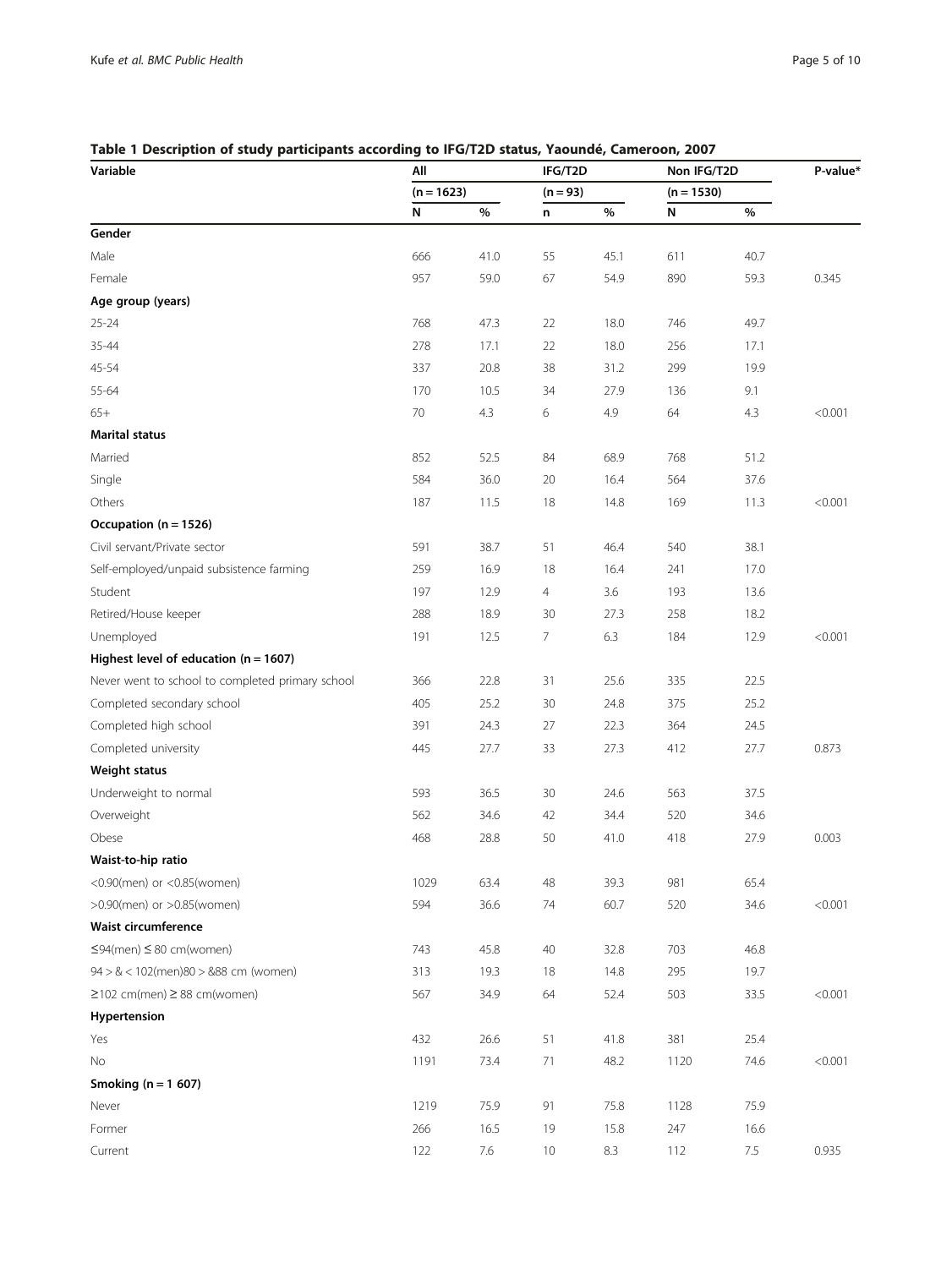**Table 1 Description of study participants according to IFG/T2D status, Yaoundé, Cameroon, 2007**

| Variable | All | | IFG/T2D | | Non IFG/T2D | | P-value* |
|---|---|---|---|---|---|---|---|
| | (n = 1623) | | (n = 93) | | (n = 1530) | | |
| | N | % | n | % | N | % | |
| **Gender** | | | | | | | |
| Male | 666 | 41.0 | 55 | 45.1 | 611 | 40.7 | |
| Female | 957 | 59.0 | 67 | 54.9 | 890 | 59.3 | 0.345 |
| **Age group (years)** | | | | | | | |
| 25-24 | 768 | 47.3 | 22 | 18.0 | 746 | 49.7 | |
| 35-44 | 278 | 17.1 | 22 | 18.0 | 256 | 17.1 | |
| 45-54 | 337 | 20.8 | 38 | 31.2 | 299 | 19.9 | |
| 55-64 | 170 | 10.5 | 34 | 27.9 | 136 | 9.1 | |
| 65+ | 70 | 4.3 | 6 | 4.9 | 64 | 4.3 | <0.001 |
| **Marital status** | | | | | | | |
| Married | 852 | 52.5 | 84 | 68.9 | 768 | 51.2 | |
| Single | 584 | 36.0 | 20 | 16.4 | 564 | 37.6 | |
| Others | 187 | 11.5 | 18 | 14.8 | 169 | 11.3 | <0.001 |
| **Occupation (n = 1526)** | | | | | | | |
| Civil servant/Private sector | 591 | 38.7 | 51 | 46.4 | 540 | 38.1 | |
| Self-employed/unpaid subsistence farming | 259 | 16.9 | 18 | 16.4 | 241 | 17.0 | |
| Student | 197 | 12.9 | 4 | 3.6 | 193 | 13.6 | |
| Retired/House keeper | 288 | 18.9 | 30 | 27.3 | 258 | 18.2 | |
| Unemployed | 191 | 12.5 | 7 | 6.3 | 184 | 12.9 | <0.001 |
| **Highest level of education (n = 1607)** | | | | | | | |
| Never went to school to completed primary school | 366 | 22.8 | 31 | 25.6 | 335 | 22.5 | |
| Completed secondary school | 405 | 25.2 | 30 | 24.8 | 375 | 25.2 | |
| Completed high school | 391 | 24.3 | 27 | 22.3 | 364 | 24.5 | |
| Completed university | 445 | 27.7 | 33 | 27.3 | 412 | 27.7 | 0.873 |
| **Weight status** | | | | | | | |
| Underweight to normal | 593 | 36.5 | 30 | 24.6 | 563 | 37.5 | |
| Overweight | 562 | 34.6 | 42 | 34.4 | 520 | 34.6 | |
| Obese | 468 | 28.8 | 50 | 41.0 | 418 | 27.9 | 0.003 |
| **Waist-to-hip ratio** | | | | | | | |
| <0.90(men) or <0.85(women) | 1029 | 63.4 | 48 | 39.3 | 981 | 65.4 | |
| >0.90(men) or >0.85(women) | 594 | 36.6 | 74 | 60.7 | 520 | 34.6 | <0.001 |
| **Waist circumference** | | | | | | | |
| ≤94(men) ≤ 80 cm(women) | 743 | 45.8 | 40 | 32.8 | 703 | 46.8 | |
| 94 > & < 102(men)80 > &88 cm (women) | 313 | 19.3 | 18 | 14.8 | 295 | 19.7 | |
| ≥102 cm(men) ≥ 88 cm(women) | 567 | 34.9 | 64 | 52.4 | 503 | 33.5 | <0.001 |
| **Hypertension** | | | | | | | |
| Yes | 432 | 26.6 | 51 | 41.8 | 381 | 25.4 | |
| No | 1191 | 73.4 | 71 | 48.2 | 1120 | 74.6 | <0.001 |
| **Smoking (n = 1 607)** | | | | | | | |
| Never | 1219 | 75.9 | 91 | 75.8 | 1128 | 75.9 | |
| Former | 266 | 16.5 | 19 | 15.8 | 247 | 16.6 | |
| Current | 122 | 7.6 | 10 | 8.3 | 112 | 7.5 | 0.935 |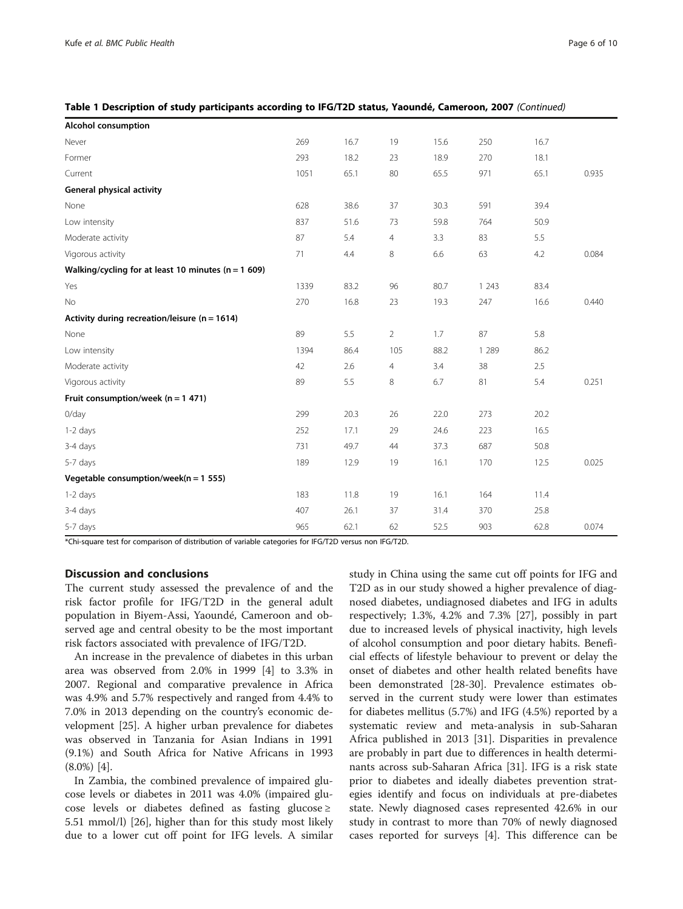**Table 1 Description of study participants according to IFG/T2D status, Yaoundé, Cameroon, 2007** *(Continued)*

| | | | | | | | |
|---|---|---|---|---|---|---|---|
| **Alcohol consumption** | | | | | | | |
| Never | 269 | 16.7 | 19 | 15.6 | 250 | 16.7 | |
| Former | 293 | 18.2 | 23 | 18.9 | 270 | 18.1 | |
| Current | 1051 | 65.1 | 80 | 65.5 | 971 | 65.1 | 0.935 |
| **General physical activity** | | | | | | | |
| None | 628 | 38.6 | 37 | 30.3 | 591 | 39.4 | |
| Low intensity | 837 | 51.6 | 73 | 59.8 | 764 | 50.9 | |
| Moderate activity | 87 | 5.4 | 4 | 3.3 | 83 | 5.5 | |
| Vigorous activity | 71 | 4.4 | 8 | 6.6 | 63 | 4.2 | 0.084 |
| **Walking/cycling for at least 10 minutes (n = 1 609)** | | | | | | | |
| Yes | 1339 | 83.2 | 96 | 80.7 | 1 243 | 83.4 | |
| No | 270 | 16.8 | 23 | 19.3 | 247 | 16.6 | 0.440 |
| **Activity during recreation/leisure (n = 1614)** | | | | | | | |
| None | 89 | 5.5 | 2 | 1.7 | 87 | 5.8 | |
| Low intensity | 1394 | 86.4 | 105 | 88.2 | 1 289 | 86.2 | |
| Moderate activity | 42 | 2.6 | 4 | 3.4 | 38 | 2.5 | |
| Vigorous activity | 89 | 5.5 | 8 | 6.7 | 81 | 5.4 | 0.251 |
| **Fruit consumption/week (n = 1 471)** | | | | | | | |
| 0/day | 299 | 20.3 | 26 | 22.0 | 273 | 20.2 | |
| 1-2 days | 252 | 17.1 | 29 | 24.6 | 223 | 16.5 | |
| 3-4 days | 731 | 49.7 | 44 | 37.3 | 687 | 50.8 | |
| 5-7 days | 189 | 12.9 | 19 | 16.1 | 170 | 12.5 | 0.025 |
| **Vegetable consumption/week(n = 1 555)** | | | | | | | |
| 1-2 days | 183 | 11.8 | 19 | 16.1 | 164 | 11.4 | |
| 3-4 days | 407 | 26.1 | 37 | 31.4 | 370 | 25.8 | |
| 5-7 days | 965 | 62.1 | 62 | 52.5 | 903 | 62.8 | 0.074 |

*Chi-square test for comparison of distribution of variable categories for IFG/T2D versus non IFG/T2D.

## Discussion and conclusions

The current study assessed the prevalence of and the risk factor profile for IFG/T2D in the general adult population in Biyem-Assi, Yaoundé, Cameroon and observed age and central obesity to be the most important risk factors associated with prevalence of IFG/T2D.

An increase in the prevalence of diabetes in this urban area was observed from 2.0% in 1999 [4] to 3.3% in 2007. Regional and comparative prevalence in Africa was 4.9% and 5.7% respectively and ranged from 4.4% to 7.0% in 2013 depending on the country's economic development [25]. A higher urban prevalence for diabetes was observed in Tanzania for Asian Indians in 1991 (9.1%) and South Africa for Native Africans in 1993 (8.0%) [4].

In Zambia, the combined prevalence of impaired glucose levels or diabetes in 2011 was 4.0% (impaired glucose levels or diabetes defined as fasting glucose ≥ 5.51 mmol/l) [26], higher than for this study most likely due to a lower cut off point for IFG levels. A similar study in China using the same cut off points for IFG and T2D as in our study showed a higher prevalence of diagnosed diabetes, undiagnosed diabetes and IFG in adults respectively; 1.3%, 4.2% and 7.3% [27], possibly in part due to increased levels of physical inactivity, high levels of alcohol consumption and poor dietary habits. Beneficial effects of lifestyle behaviour to prevent or delay the onset of diabetes and other health related benefits have been demonstrated [28-30]. Prevalence estimates observed in the current study were lower than estimates for diabetes mellitus (5.7%) and IFG (4.5%) reported by a systematic review and meta-analysis in sub-Saharan Africa published in 2013 [31]. Disparities in prevalence are probably in part due to differences in health determinants across sub-Saharan Africa [31]. IFG is a risk state prior to diabetes and ideally diabetes prevention strategies identify and focus on individuals at pre-diabetes state. Newly diagnosed cases represented 42.6% in our study in contrast to more than 70% of newly diagnosed cases reported for surveys [4]. This difference can be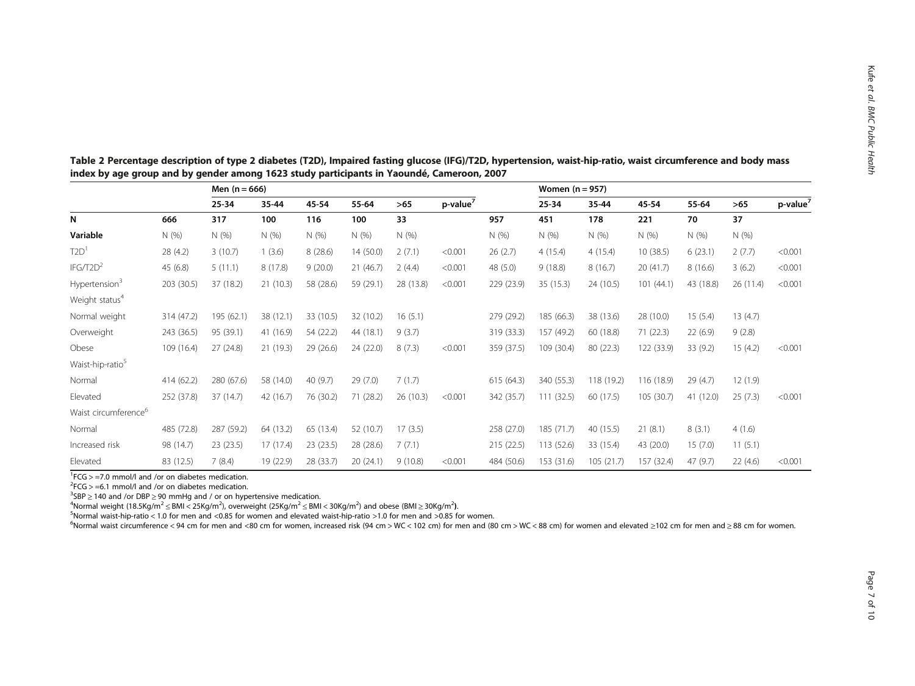**Table 2 Percentage description of type 2 diabetes (T2D), Impaired fasting glucose (IFG)/T2D, hypertension, waist-hip-ratio, waist circumference and body mass index by age group and by gender among 1623 study participants in Yaoundé, Cameroon, 2007**

| | Men (n = 666) | | | | | | | Women (n = 957) | | | | | | |
|---|---|---|---|---|---|---|---|---|---|---|---|---|---|---|
| | | 25-34 | 35-44 | 45-54 | 55-64 | >65 | p-value[7] | | 25-34 | 35-44 | 45-54 | 55-64 | >65 | p-value[7] |
| **N** | **666** | **317** | **100** | **116** | **100** | **33** | | **957** | **451** | **178** | **221** | **70** | **37** | |
| **Variable** | N (%) | N (%) | N (%) | N (%) | N (%) | N (%) | | N (%) | N (%) | N (%) | N (%) | N (%) | N (%) | |
| T2D[1] | 28 (4.2) | 3 (10.7) | 1 (3.6) | 8 (28.6) | 14 (50.0) | 2 (7.1) | <0.001 | 26 (2.7) | 4 (15.4) | 4 (15.4) | 10 (38.5) | 6 (23.1) | 2 (7.7) | <0.001 |
| IFG/T2D[2] | 45 (6.8) | 5 (11.1) | 8 (17.8) | 9 (20.0) | 21 (46.7) | 2 (4.4) | <0.001 | 48 (5.0) | 9 (18.8) | 8 (16.7) | 20 (41.7) | 8 (16.6) | 3 (6.2) | <0.001 |
| Hypertension[3] | 203 (30.5) | 37 (18.2) | 21 (10.3) | 58 (28.6) | 59 (29.1) | 28 (13.8) | <0.001 | 229 (23.9) | 35 (15.3) | 24 (10.5) | 101 (44.1) | 43 (18.8) | 26 (11.4) | <0.001 |
| Weight status[4] | | | | | | | | | | | | | | |
| Normal weight | 314 (47.2) | 195 (62.1) | 38 (12.1) | 33 (10.5) | 32 (10.2) | 16 (5.1) | | 279 (29.2) | 185 (66.3) | 38 (13.6) | 28 (10.0) | 15 (5.4) | 13 (4.7) | |
| Overweight | 243 (36.5) | 95 (39.1) | 41 (16.9) | 54 (22.2) | 44 (18.1) | 9 (3.7) | | 319 (33.3) | 157 (49.2) | 60 (18.8) | 71 (22.3) | 22 (6.9) | 9 (2.8) | |
| Obese | 109 (16.4) | 27 (24.8) | 21 (19.3) | 29 (26.6) | 24 (22.0) | 8 (7.3) | <0.001 | 359 (37.5) | 109 (30.4) | 80 (22.3) | 122 (33.9) | 33 (9.2) | 15 (4.2) | <0.001 |
| Waist-hip-ratio[5] | | | | | | | | | | | | | | |
| Normal | 414 (62.2) | 280 (67.6) | 58 (14.0) | 40 (9.7) | 29 (7.0) | 7 (1.7) | | 615 (64.3) | 340 (55.3) | 118 (19.2) | 116 (18.9) | 29 (4.7) | 12 (1.9) | |
| Elevated | 252 (37.8) | 37 (14.7) | 42 (16.7) | 76 (30.2) | 71 (28.2) | 26 (10.3) | <0.001 | 342 (35.7) | 111 (32.5) | 60 (17.5) | 105 (30.7) | 41 (12.0) | 25 (7.3) | <0.001 |
| Waist circumference[6] | | | | | | | | | | | | | | |
| Normal | 485 (72.8) | 287 (59.2) | 64 (13.2) | 65 (13.4) | 52 (10.7) | 17 (3.5) | | 258 (27.0) | 185 (71.7) | 40 (15.5) | 21 (8.1) | 8 (3.1) | 4 (1.6) | |
| Increased risk | 98 (14.7) | 23 (23.5) | 17 (17.4) | 23 (23.5) | 28 (28.6) | 7 (7.1) | | 215 (22.5) | 113 (52.6) | 33 (15.4) | 43 (20.0) | 15 (7.0) | 11 (5.1) | |
| Elevated | 83 (12.5) | 7 (8.4) | 19 (22.9) | 28 (33.7) | 20 (24.1) | 9 (10.8) | <0.001 | 484 (50.6) | 153 (31.6) | 105 (21.7) | 157 (32.4) | 47 (9.7) | 22 (4.6) | <0.001 |

[1]FCG > =7.0 mmol/l and /or on diabetes medication.
[2]FCG > =6.1 mmol/l and /or on diabetes medication.
[3]SBP ≥ 140 and /or DBP ≥ 90 mmHg and / or on hypertensive medication.
[4]Normal weight (18.5Kg/m$^2$ ≤ BMI < 25Kg/m$^2$), overweight (25Kg/m$^2$ ≤ BMI < 30Kg/m$^2$) and obese (BMI ≥ 30Kg/m$^2$).
[5]Normal waist-hip-ratio < 1.0 for men and <0.85 for women and elevated waist-hip-ratio >1.0 for men and >0.85 for women.
[6]Normal waist circumference < 94 cm for men and <80 cm for women, increased risk (94 cm > WC < 102 cm) for men and (80 cm > WC < 88 cm) for women and elevated ≥102 cm for men and ≥ 88 cm for women.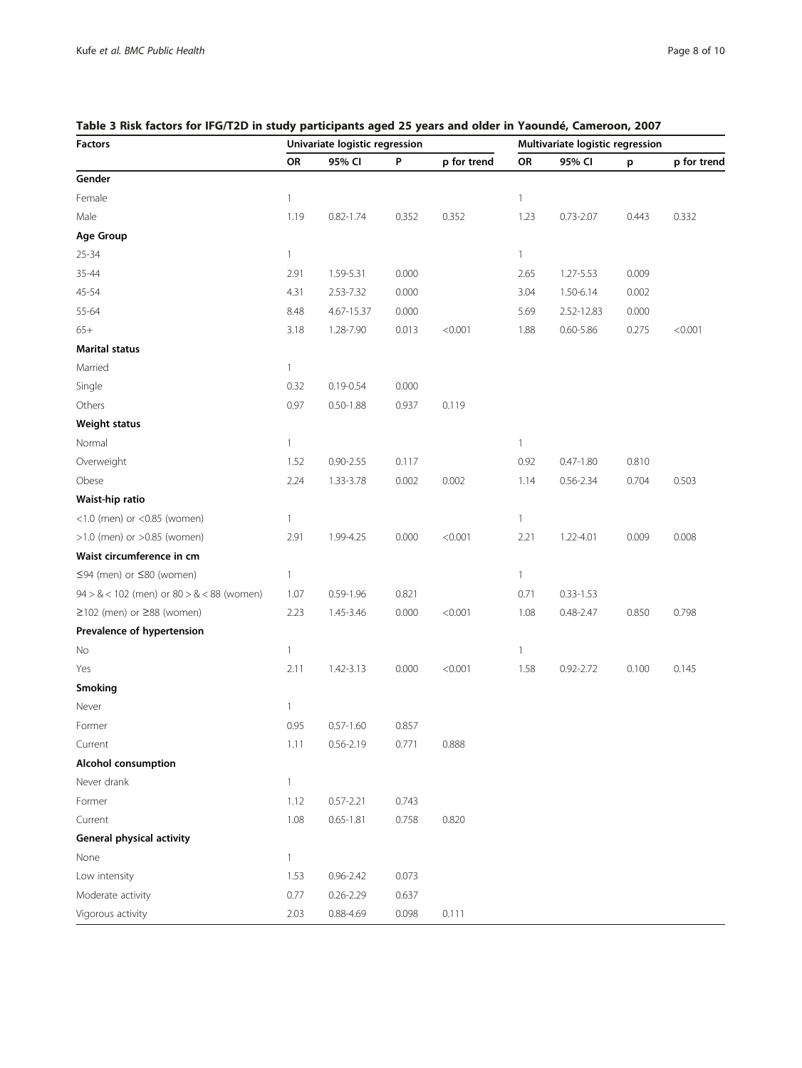**Table 3 Risk factors for IFG/T2D in study participants aged 25 years and older in Yaoundé, Cameroon, 2007**

| Factors | Univariate logistic regression | | | | Multivariate logistic regression | | | |
|---|---|---|---|---|---|---|---|---|
| | OR | 95% CI | P | p for trend | OR | 95% CI | p | p for trend |
| **Gender** | | | | | | | | |
| Female | 1 | | | | 1 | | | |
| Male | 1.19 | 0.82-1.74 | 0.352 | 0.352 | 1.23 | 0.73-2.07 | 0.443 | 0.332 |
| **Age Group** | | | | | | | | |
| 25-34 | 1 | | | | 1 | | | |
| 35-44 | 2.91 | 1.59-5.31 | 0.000 | | 2.65 | 1.27-5.53 | 0.009 | |
| 45-54 | 4.31 | 2.53-7.32 | 0.000 | | 3.04 | 1.50-6.14 | 0.002 | |
| 55-64 | 8.48 | 4.67-15.37 | 0.000 | | 5.69 | 2.52-12.83 | 0.000 | |
| 65+ | 3.18 | 1.28-7.90 | 0.013 | <0.001 | 1.88 | 0.60-5.86 | 0.275 | <0.001 |
| **Marital status** | | | | | | | | |
| Married | 1 | | | | | | | |
| Single | 0.32 | 0.19-0.54 | 0.000 | | | | | |
| Others | 0.97 | 0.50-1.88 | 0.937 | 0.119 | | | | |
| **Weight status** | | | | | | | | |
| Normal | 1 | | | | 1 | | | |
| Overweight | 1.52 | 0.90-2.55 | 0.117 | | 0.92 | 0.47-1.80 | 0.810 | |
| Obese | 2.24 | 1.33-3.78 | 0.002 | 0.002 | 1.14 | 0.56-2.34 | 0.704 | 0.503 |
| **Waist-hip ratio** | | | | | | | | |
| <1.0 (men) or <0.85 (women) | 1 | | | | 1 | | | |
| >1.0 (men) or >0.85 (women) | 2.91 | 1.99-4.25 | 0.000 | <0.001 | 2.21 | 1.22-4.01 | 0.009 | 0.008 |
| **Waist circumference in cm** | | | | | | | | |
| ≤94 (men) or ≤80 (women) | 1 | | | | 1 | | | |
| 94 > & < 102 (men) or 80 > & < 88 (women) | 1.07 | 0.59-1.96 | 0.821 | | 0.71 | 0.33-1.53 | | |
| ≥102 (men) or ≥88 (women) | 2.23 | 1.45-3.46 | 0.000 | <0.001 | 1.08 | 0.48-2.47 | 0.850 | 0.798 |
| **Prevalence of hypertension** | | | | | | | | |
| No | 1 | | | | 1 | | | |
| Yes | 2.11 | 1.42-3.13 | 0.000 | <0.001 | 1.58 | 0.92-2.72 | 0.100 | 0.145 |
| **Smoking** | | | | | | | | |
| Never | 1 | | | | | | | |
| Former | 0.95 | 0.57-1.60 | 0.857 | | | | | |
| Current | 1.11 | 0.56-2.19 | 0.771 | 0.888 | | | | |
| **Alcohol consumption** | | | | | | | | |
| Never drank | 1 | | | | | | | |
| Former | 1.12 | 0.57-2.21 | 0.743 | | | | | |
| Current | 1.08 | 0.65-1.81 | 0.758 | 0.820 | | | | |
| **General physical activity** | | | | | | | | |
| None | 1 | | | | | | | |
| Low intensity | 1.53 | 0.96-2.42 | 0.073 | | | | | |
| Moderate activity | 0.77 | 0.26-2.29 | 0.637 | | | | | |
| Vigorous activity | 2.03 | 0.88-4.69 | 0.098 | 0.111 | | | | |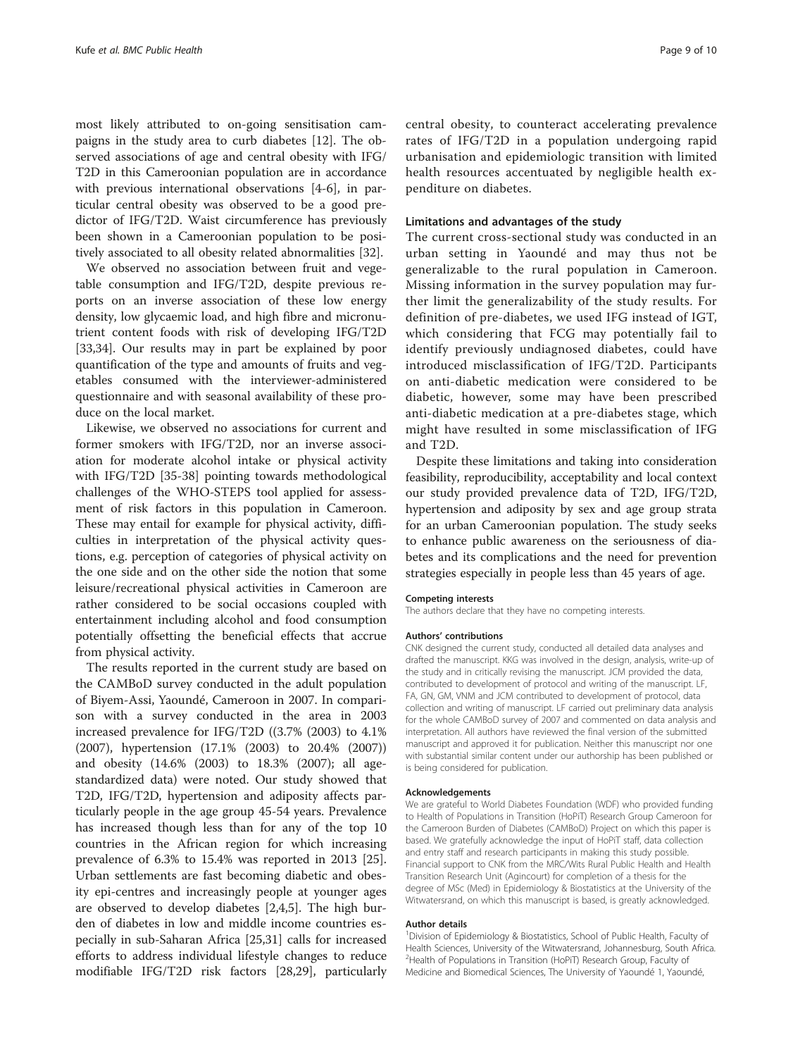most likely attributed to on-going sensitisation campaigns in the study area to curb diabetes [12]. The observed associations of age and central obesity with IFG/T2D in this Cameroonian population are in accordance with previous international observations [4-6], in particular central obesity was observed to be a good predictor of IFG/T2D. Waist circumference has previously been shown in a Cameroonian population to be positively associated to all obesity related abnormalities [32].

We observed no association between fruit and vegetable consumption and IFG/T2D, despite previous reports on an inverse association of these low energy density, low glycaemic load, and high fibre and micronutrient content foods with risk of developing IFG/T2D [33,34]. Our results may in part be explained by poor quantification of the type and amounts of fruits and vegetables consumed with the interviewer-administered questionnaire and with seasonal availability of these produce on the local market.

Likewise, we observed no associations for current and former smokers with IFG/T2D, nor an inverse association for moderate alcohol intake or physical activity with IFG/T2D [35-38] pointing towards methodological challenges of the WHO-STEPS tool applied for assessment of risk factors in this population in Cameroon. These may entail for example for physical activity, difficulties in interpretation of the physical activity questions, e.g. perception of categories of physical activity on the one side and on the other side the notion that some leisure/recreational physical activities in Cameroon are rather considered to be social occasions coupled with entertainment including alcohol and food consumption potentially offsetting the beneficial effects that accrue from physical activity.

The results reported in the current study are based on the CAMBoD survey conducted in the adult population of Biyem-Assi, Yaoundé, Cameroon in 2007. In comparison with a survey conducted in the area in 2003 increased prevalence for IFG/T2D ((3.7% (2003) to 4.1% (2007), hypertension (17.1% (2003) to 20.4% (2007)) and obesity (14.6% (2003) to 18.3% (2007); all age-standardized data) were noted. Our study showed that T2D, IFG/T2D, hypertension and adiposity affects particularly people in the age group 45-54 years. Prevalence has increased though less than for any of the top 10 countries in the African region for which increasing prevalence of 6.3% to 15.4% was reported in 2013 [25]. Urban settlements are fast becoming diabetic and obesity epi-centres and increasingly people at younger ages are observed to develop diabetes [2,4,5]. The high burden of diabetes in low and middle income countries especially in sub-Saharan Africa [25,31] calls for increased efforts to address individual lifestyle changes to reduce modifiable IFG/T2D risk factors [28,29], particularly central obesity, to counteract accelerating prevalence rates of IFG/T2D in a population undergoing rapid urbanisation and epidemiologic transition with limited health resources accentuated by negligible health expenditure on diabetes.

### Limitations and advantages of the study

The current cross-sectional study was conducted in an urban setting in Yaoundé and may thus not be generalizable to the rural population in Cameroon. Missing information in the survey population may further limit the generalizability of the study results. For definition of pre-diabetes, we used IFG instead of IGT, which considering that FCG may potentially fail to identify previously undiagnosed diabetes, could have introduced misclassification of IFG/T2D. Participants on anti-diabetic medication were considered to be diabetic, however, some may have been prescribed anti-diabetic medication at a pre-diabetes stage, which might have resulted in some misclassification of IFG and T2D.

Despite these limitations and taking into consideration feasibility, reproducibility, acceptability and local context our study provided prevalence data of T2D, IFG/T2D, hypertension and adiposity by sex and age group strata for an urban Cameroonian population. The study seeks to enhance public awareness on the seriousness of diabetes and its complications and the need for prevention strategies especially in people less than 45 years of age.

#### Competing interests

The authors declare that they have no competing interests.

#### Authors' contributions

CNK designed the current study, conducted all detailed data analyses and drafted the manuscript. KKG was involved in the design, analysis, write-up of the study and in critically revising the manuscript. JCM provided the data, contributed to development of protocol and writing of the manuscript. LF, FA, GN, GM, VNM and JCM contributed to development of protocol, data collection and writing of manuscript. LF carried out preliminary data analysis for the whole CAMBoD survey of 2007 and commented on data analysis and interpretation. All authors have reviewed the final version of the submitted manuscript and approved it for publication. Neither this manuscript nor one with substantial similar content under our authorship has been published or is being considered for publication.

#### Acknowledgements

We are grateful to World Diabetes Foundation (WDF) who provided funding to Health of Populations in Transition (HoPiT) Research Group Cameroon for the Cameroon Burden of Diabetes (CAMBoD) Project on which this paper is based. We gratefully acknowledge the input of HoPiT staff, data collection and entry staff and research participants in making this study possible. Financial support to CNK from the MRC/Wits Rural Public Health and Health Transition Research Unit (Agincourt) for completion of a thesis for the degree of MSc (Med) in Epidemiology & Biostatistics at the University of the Witwatersrand, on which this manuscript is based, is greatly acknowledged.

#### Author details

[1]Division of Epidemiology & Biostatistics, School of Public Health, Faculty of Health Sciences, University of the Witwatersrand, Johannesburg, South Africa. [2]Health of Populations in Transition (HoPiT) Research Group, Faculty of Medicine and Biomedical Sciences, The University of Yaoundé 1, Yaoundé,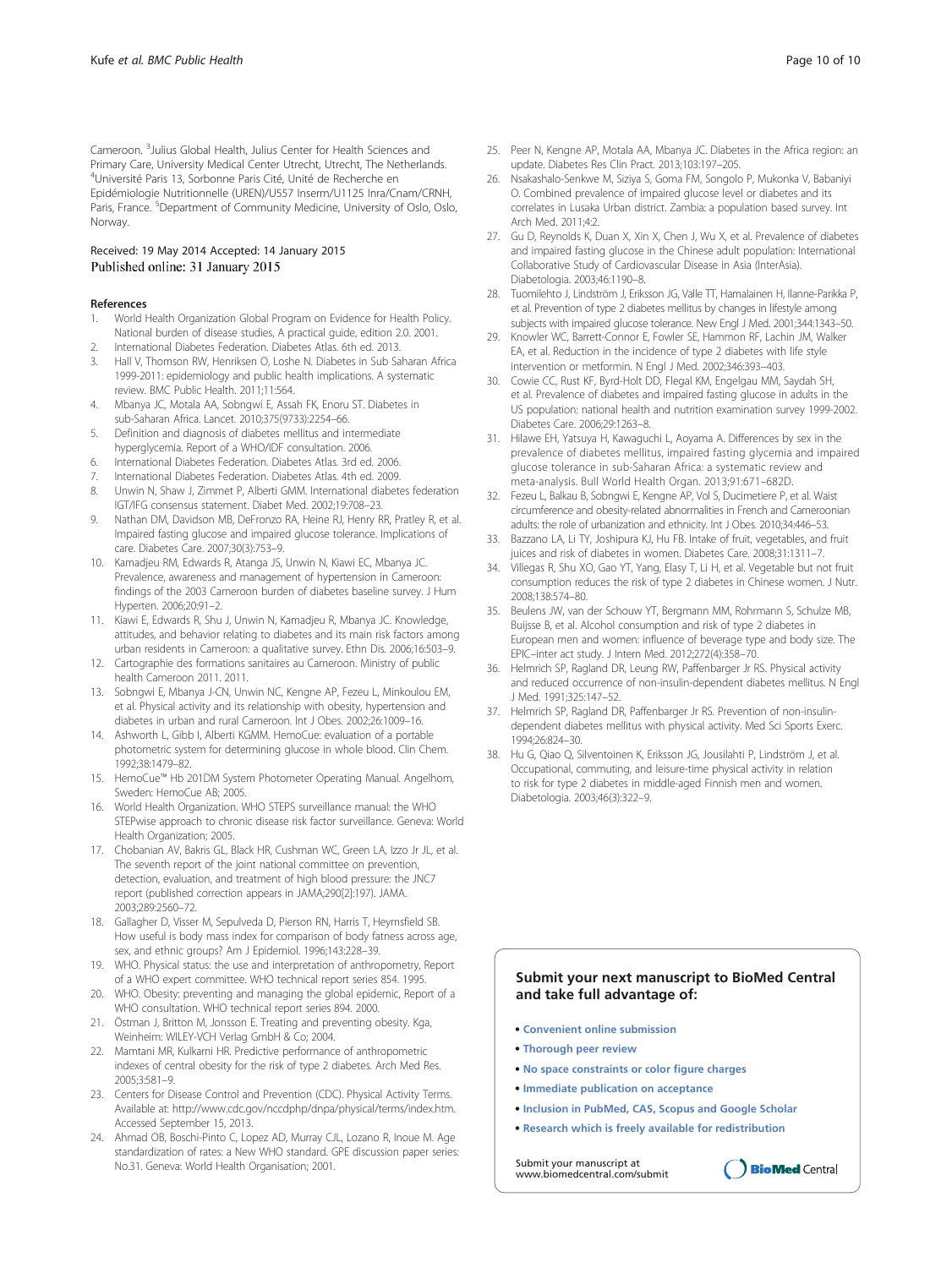Cameroon. [3]Julius Global Health, Julius Center for Health Sciences and Primary Care, University Medical Center Utrecht, Utrecht, The Netherlands. [4]Université Paris 13, Sorbonne Paris Cité, Unité de Recherche en Epidémiologie Nutritionnelle (UREN)/U557 Inserm/U1125 Inra/Cnam/CRNH, Paris, France. [5]Department of Community Medicine, University of Oslo, Oslo, Norway.

Received: 19 May 2014 Accepted: 14 January 2015
Published online: 31 January 2015

## References

1. World Health Organization Global Program on Evidence for Health Policy. National burden of disease studies, A practical guide, edition 2.0. 2001.
2. International Diabetes Federation. Diabetes Atlas. 6th ed. 2013.
3. Hall V, Thomson RW, Henriksen O, Loshe N. Diabetes in Sub Saharan Africa 1999-2011: epidemiology and public health implications. A systematic review. BMC Public Health. 2011;11:564.
4. Mbanya JC, Motala AA, Sobngwi E, Assah FK, Enoru ST. Diabetes in sub-Saharan Africa. Lancet. 2010;375(9733):2254–66.
5. Definition and diagnosis of diabetes mellitus and intermediate hyperglycemia. Report of a WHO/IDF consultation. 2006.
6. International Diabetes Federation. Diabetes Atlas. 3rd ed. 2006.
7. International Diabetes Federation. Diabetes Atlas. 4th ed. 2009.
8. Unwin N, Shaw J, Zimmet P, Alberti GMM. International diabetes federation IGT/IFG consensus statement. Diabet Med. 2002;19:708–23.
9. Nathan DM, Davidson MB, DeFronzo RA, Heine RJ, Henry RR, Pratley R, et al. Impaired fasting glucose and impaired glucose tolerance. Implications of care. Diabetes Care. 2007;30(3):753–9.
10. Kamadjeu RM, Edwards R, Atanga JS, Unwin N, Kiawi EC, Mbanya JC. Prevalence, awareness and management of hypertension in Cameroon: findings of the 2003 Cameroon burden of diabetes baseline survey. J Hum Hyperten. 2006;20:91–2.
11. Kiawi E, Edwards R, Shu J, Unwin N, Kamadjeu R, Mbanya JC. Knowledge, attitudes, and behavior relating to diabetes and its main risk factors among urban residents in Cameroon: a qualitative survey. Ethn Dis. 2006;16:503–9.
12. Cartographie des formations sanitaires au Cameroon. Ministry of public health Cameroon 2011. 2011.
13. Sobngwi E, Mbanya J-CN, Unwin NC, Kengne AP, Fezeu L, Minkoulou EM, et al. Physical activity and its relationship with obesity, hypertension and diabetes in urban and rural Cameroon. Int J Obes. 2002;26:1009–16.
14. Ashworth L, Gibb I, Alberti KGMM. HemoCue: evaluation of a portable photometric system for determining glucose in whole blood. Clin Chem. 1992;38:1479–82.
15. HemoCue™ Hb 201DM System Photometer Operating Manual. Angelhom, Sweden: HemoCue AB; 2005.
16. World Health Organization. WHO STEPS surveillance manual: the WHO STEPwise approach to chronic disease risk factor surveillance. Geneva: World Health Organization; 2005.
17. Chobanian AV, Bakris GL, Black HR, Cushman WC, Green LA, Izzo Jr JL, et al. The seventh report of the joint national committee on prevention, detection, evaluation, and treatment of high blood pressure: the JNC7 report (published correction appears in JAMA;290[2]:197). JAMA. 2003;289:2560–72.
18. Gallagher D, Visser M, Sepulveda D, Pierson RN, Harris T, Heymsfield SB. How useful is body mass index for comparison of body fatness across age, sex, and ethnic groups? Am J Epidemiol. 1996;143:228–39.
19. WHO. Physical status: the use and interpretation of anthropometry, Report of a WHO expert committee. WHO technical report series 854. 1995.
20. WHO. Obesity: preventing and managing the global epidemic, Report of a WHO consultation. WHO technical report series 894. 2000.
21. Östman J, Britton M, Jonsson E. Treating and preventing obesity. Kga, Weinheim: WILEY-VCH Verlag GmbH & Co; 2004.
22. Mamtani MR, Kulkarni HR. Predictive performance of anthropometric indexes of central obesity for the risk of type 2 diabetes. Arch Med Res. 2005;3:581–9.
23. Centers for Disease Control and Prevention (CDC). Physical Activity Terms. Available at: http://www.cdc.gov/nccdphp/dnpa/physical/terms/index.htm. Accessed September 15, 2013.
24. Ahmad OB, Boschi-Pinto C, Lopez AD, Murray CJL, Lozano R, Inoue M. Age standardization of rates: a New WHO standard. GPE discussion paper series: No.31. Geneva: World Health Organisation; 2001.
25. Peer N, Kengne AP, Motala AA, Mbanya JC. Diabetes in the Africa region: an update. Diabetes Res Clin Pract. 2013;103:197–205.
26. Nsakashalo-Senkwe M, Siziya S, Goma FM, Songolo P, Mukonka V, Babaniyi O. Combined prevalence of impaired glucose level or diabetes and its correlates in Lusaka Urban district. Zambia: a population based survey. Int Arch Med. 2011;4:2.
27. Gu D, Reynolds K, Duan X, Xin X, Chen J, Wu X, et al. Prevalence of diabetes and impaired fasting glucose in the Chinese adult population: International Collaborative Study of Cardiovascular Disease in Asia (InterAsia). Diabetologia. 2003;46:1190–8.
28. Tuomilehto J, Lindström J, Eriksson JG, Valle TT, Hamalainen H, Ilanne-Parikka P, et al. Prevention of type 2 diabetes mellitus by changes in lifestyle among subjects with impaired glucose tolerance. New Engl J Med. 2001;344:1343–50.
29. Knowler WC, Barrett-Connor E, Fowler SE, Hammon RF, Lachin JM, Walker EA, et al. Reduction in the incidence of type 2 diabetes with life style intervention or metformin. N Engl J Med. 2002;346:393–403.
30. Cowie CC, Rust KF, Byrd-Holt DD, Flegal KM, Engelgau MM, Saydah SH, et al. Prevalence of diabetes and impaired fasting glucose in adults in the US population: national health and nutrition examination survey 1999-2002. Diabetes Care. 2006;29:1263–8.
31. Hilawe EH, Yatsuya H, Kawaguchi L, Aoyama A. Differences by sex in the prevalence of diabetes mellitus, impaired fasting glycemia and impaired glucose tolerance in sub-Saharan Africa: a systematic review and meta-analysis. Bull World Health Organ. 2013;91:671–682D.
32. Fezeu L, Balkau B, Sobngwi E, Kengne AP, Vol S, Ducimetiere P, et al. Waist circumference and obesity-related abnormalities in French and Cameroonian adults: the role of urbanization and ethnicity. Int J Obes. 2010;34:446–53.
33. Bazzano LA, Li TY, Joshipura KJ, Hu FB. Intake of fruit, vegetables, and fruit juices and risk of diabetes in women. Diabetes Care. 2008;31:1311–7.
34. Villegas R, Shu XO, Gao YT, Yang, Elasy T, Li H, et al. Vegetable but not fruit consumption reduces the risk of type 2 diabetes in Chinese women. J Nutr. 2008;138:574–80.
35. Beulens JW, van der Schouw YT, Bergmann MM, Rohrmann S, Schulze MB, Buijsse B, et al. Alcohol consumption and risk of type 2 diabetes in European men and women: influence of beverage type and body size. The EPIC–inter act study. J Intern Med. 2012;272(4):358–70.
36. Helmrich SP, Ragland DR, Leung RW, Paffenbarger Jr RS. Physical activity and reduced occurrence of non-insulin-dependent diabetes mellitus. N Engl J Med. 1991;325:147–52.
37. Helmrich SP, Ragland DR, Paffenbarger Jr RS. Prevention of non-insulin-dependent diabetes mellitus with physical activity. Med Sci Sports Exerc. 1994;26:824–30.
38. Hu G, Qiao Q, Silventoinen K, Eriksson JG, Jousilahti P, Lindström J, et al. Occupational, commuting, and leisure-time physical activity in relation to risk for type 2 diabetes in middle-aged Finnish men and women. Diabetologia. 2003;46(3):322–9.

**Submit your next manuscript to BioMed Central and take full advantage of:**

- **Convenient online submission**
- **Thorough peer review**
- **No space constraints or color figure charges**
- **Immediate publication on acceptance**
- **Inclusion in PubMed, CAS, Scopus and Google Scholar**
- **Research which is freely available for redistribution**

Submit your manuscript at
www.biomedcentral.com/submit

BioMed Central